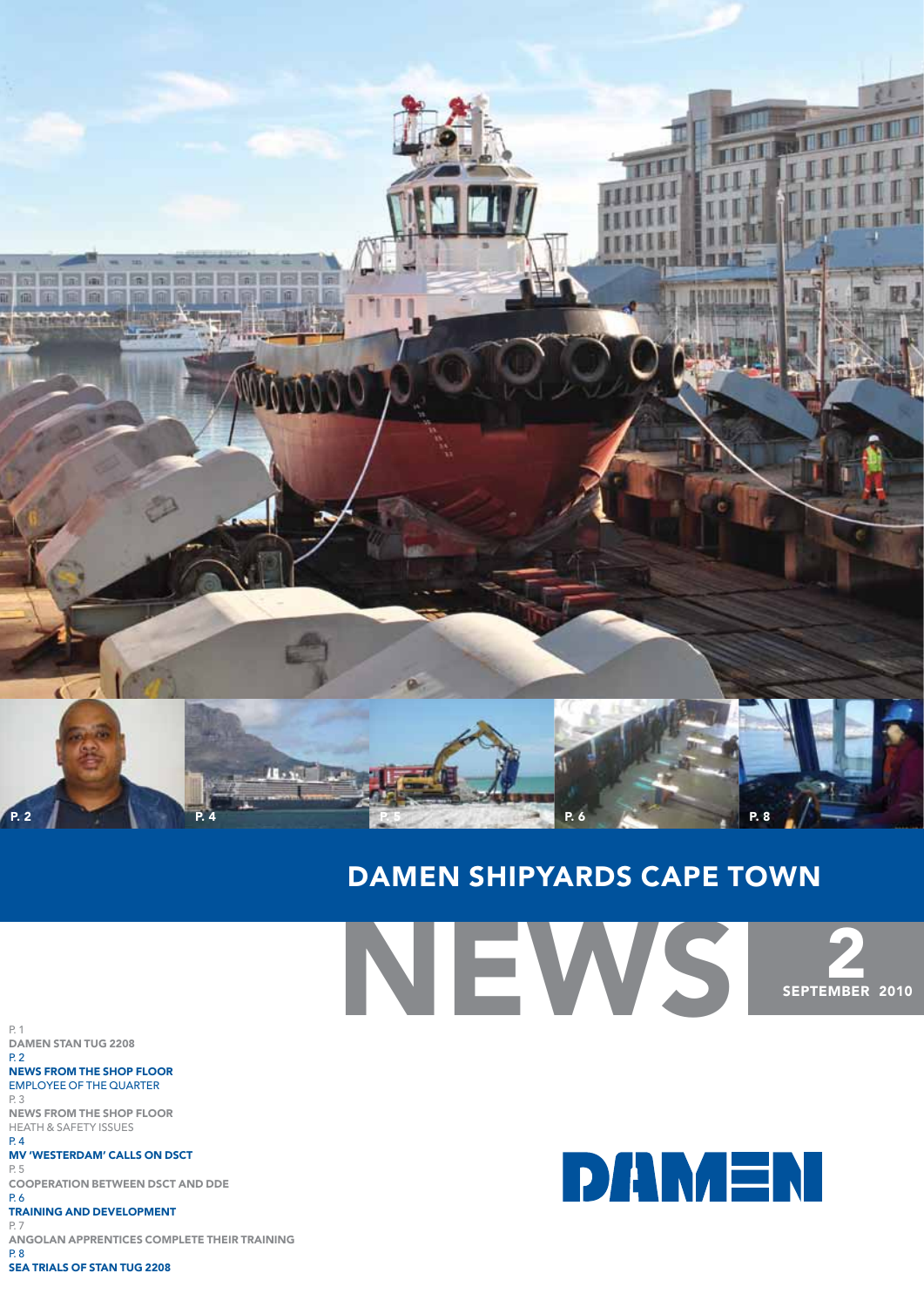# DAMEN SHIPYARDS CAPE TOWN

# NEWS

**2**
**SEPTEMBER 2010**

P. 1
**DAMEN STAN TUG 2208**

P. 2
**NEWS FROM THE SHOP FLOOR**
EMPLOYEE OF THE QUARTER

P. 3
**NEWS FROM THE SHOP FLOOR**
HEATH & SAFETY ISSUES

P. 4
**MV 'WESTERDAM' CALLS ON DSCT**

P. 5
**COOPERATION BETWEEN DSCT AND DDE**

P. 6
**TRAINING AND DEVELOPMENT**

P. 7
**ANGOLAN APPRENTICES COMPLETE THEIR TRAINING**

P. 8
**SEA TRIALS OF STAN TUG 2208**

DAMEN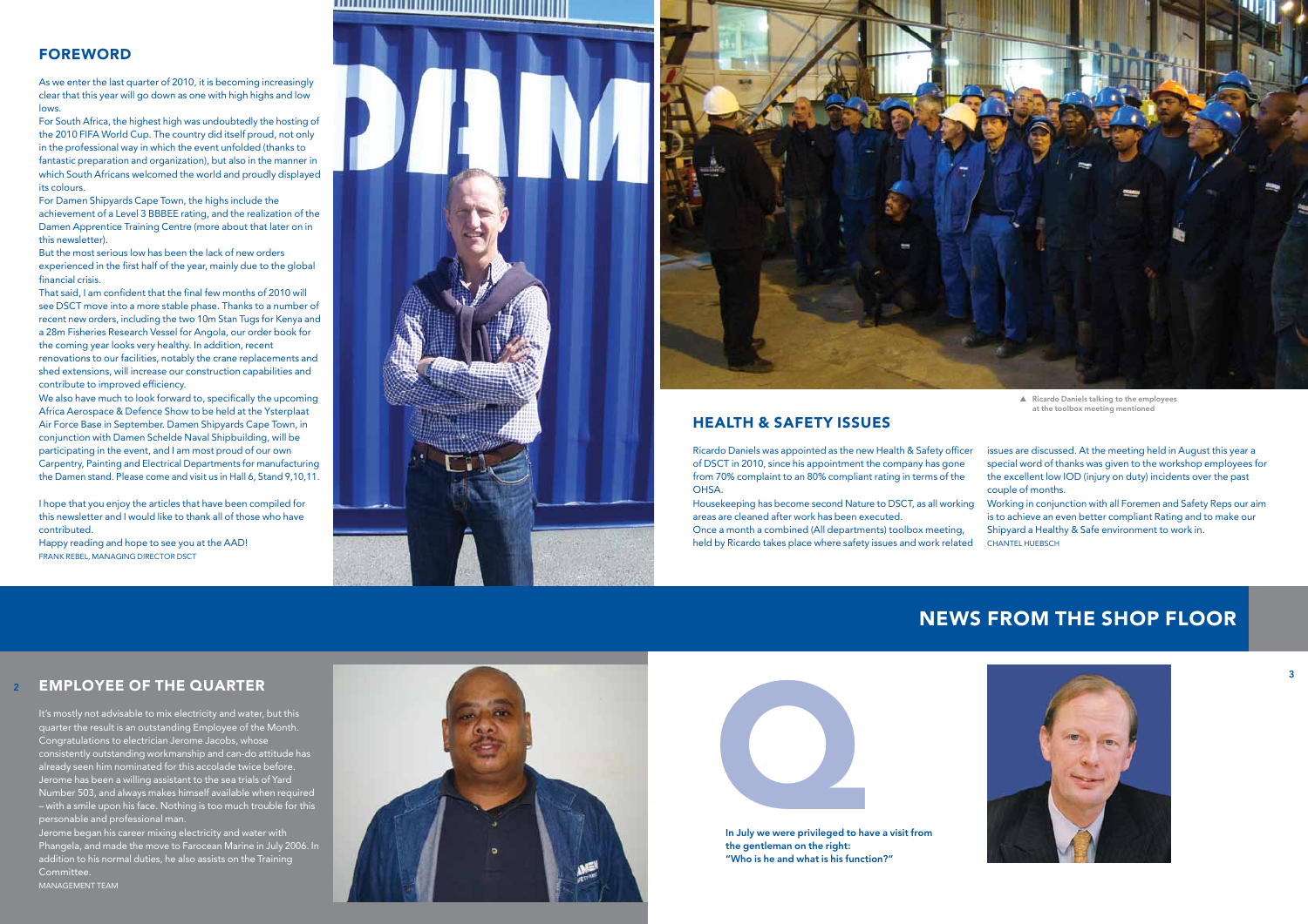## FOREWORD

As we enter the last quarter of 2010, it is becoming increasingly clear that this year will go down as one with high highs and low lows.

For South Africa, the highest high was undoubtedly the hosting of the 2010 FIFA World Cup. The country did itself proud, not only in the professional way in which the event unfolded (thanks to fantastic preparation and organization), but also in the manner in which South Africans welcomed the world and proudly displayed its colours.

For Damen Shipyards Cape Town, the highs include the achievement of a Level 3 BBBEE rating, and the realization of the Damen Apprentice Training Centre (more about that later on in this newsletter).

But the most serious low has been the lack of new orders experienced in the first half of the year, mainly due to the global financial crisis.

That said, I am confident that the final few months of 2010 will see DSCT move into a more stable phase. Thanks to a number of recent new orders, including the two 10m Stan Tugs for Kenya and a 28m Fisheries Research Vessel for Angola, our order book for the coming year looks very healthy. In addition, recent renovations to our facilities, notably the crane replacements and shed extensions, will increase our construction capabilities and contribute to improved efficiency.

We also have much to look forward to, specifically the upcoming Africa Aerospace & Defence Show to be held at the Ysterplaat Air Force Base in September. Damen Shipyards Cape Town, in conjunction with Damen Schelde Naval Shipbuilding, will be participating in the event, and I am most proud of our own Carpentry, Painting and Electrical Departments for manufacturing the Damen stand. Please come and visit us in Hall 6, Stand 9,10,11.

I hope that you enjoy the articles that have been compiled for this newsletter and I would like to thank all of those who have contributed.

Happy reading and hope to see you at the AAD!

FRANK REBEL, MANAGING DIRECTOR DSCT

▲ Ricardo Daniels talking to the employees at the toolbox meeting mentioned

## HEALTH & SAFETY ISSUES

Ricardo Daniels was appointed as the new Health & Safety officer of DSCT in 2010, since his appointment the company has gone from 70% complaint to an 80% compliant rating in terms of the OHSA.

Housekeeping has become second Nature to DSCT, as all working areas are cleaned after work has been executed.

Once a month a combined (All departments) toolbox meeting, held by Ricardo takes place where safety issues and work related issues are discussed. At the meeting held in August this year a special word of thanks was given to the workshop employees for the excellent low IOD (injury on duty) incidents over the past couple of months.

Working in conjunction with all Foremen and Safety Reps our aim is to achieve an even better compliant Rating and to make our Shipyard a Healthy & Safe environment to work in.

CHANTEL HUEBSCH

# NEWS FROM THE SHOP FLOOR

## EMPLOYEE OF THE QUARTER

It's mostly not advisable to mix electricity and water, but this quarter the result is an outstanding Employee of the Month. Congratulations to electrician Jerome Jacobs, whose consistently outstanding workmanship and can-do attitude has already seen him nominated for this accolade twice before. Jerome has been a willing assistant to the sea trials of Yard Number 503, and always makes himself available when required – with a smile upon his face. Nothing is too much trouble for this personable and professional man.

Jerome began his career mixing electricity and water with Phangela, and made the move to Farocean Marine in July 2006. In addition to his normal duties, he also assists on the Training Committee.

MANAGEMENT TEAM

**Q**

**In July we were privileged to have a visit from the gentleman on the right: "Who is he and what is his function?"**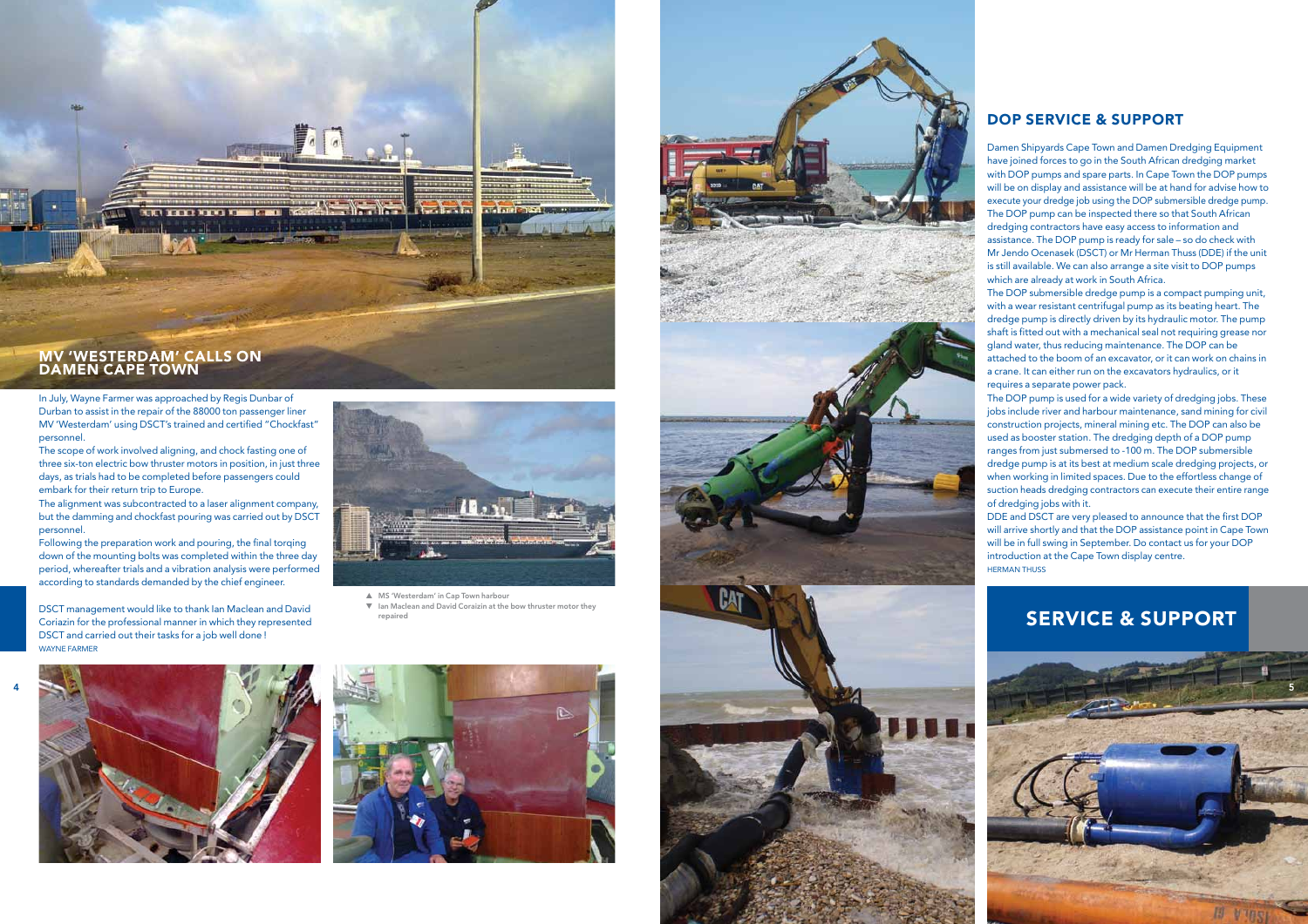## MV 'WESTERDAM' CALLS ON DAMEN CAPE TOWN

In July, Wayne Farmer was approached by Regis Dunbar of Durban to assist in the repair of the 88000 ton passenger liner MV 'Westerdam' using DSCT's trained and certified "Chockfast" personnel.

The scope of work involved aligning, and chock fasting one of three six-ton electric bow thruster motors in position, in just three days, as trials had to be completed before passengers could embark for their return trip to Europe.

The alignment was subcontracted to a laser alignment company, but the damming and chockfast pouring was carried out by DSCT personnel.

Following the preparation work and pouring, the final torqing down of the mounting bolts was completed within the three day period, whereafter trials and a vibration analysis were performed according to standards demanded by the chief engineer.

DSCT management would like to thank Ian Maclean and David Coriazin for the professional manner in which they represented DSCT and carried out their tasks for a job well done !

WAYNE FARMER

▲ MS 'Westerdam' in Cap Town harbour
▼ Ian Maclean and David Coraizin at the bow thruster motor they repaired

## DOP SERVICE & SUPPORT

Damen Shipyards Cape Town and Damen Dredging Equipment have joined forces to go in the South African dredging market with DOP pumps and spare parts. In Cape Town the DOP pumps will be on display and assistance will be at hand for advise how to execute your dredge job using the DOP submersible dredge pump. The DOP pump can be inspected there so that South African dredging contractors have easy access to information and assistance. The DOP pump is ready for sale – so do check with Mr Jendo Ocenasek (DSCT) or Mr Herman Thuss (DDE) if the unit is still available. We can also arrange a site visit to DOP pumps which are already at work in South Africa.

The DOP submersible dredge pump is a compact pumping unit, with a wear resistant centrifugal pump as its beating heart. The dredge pump is directly driven by its hydraulic motor. The pump shaft is fitted out with a mechanical seal not requiring grease nor gland water, thus reducing maintenance. The DOP can be attached to the boom of an excavator, or it can work on chains in a crane. It can either run on the excavators hydraulics, or it requires a separate power pack.

The DOP pump is used for a wide variety of dredging jobs. These jobs include river and harbour maintenance, sand mining for civil construction projects, mineral mining etc. The DOP can also be used as booster station. The dredging depth of a DOP pump ranges from just submersed to -100 m. The DOP submersible dredge pump is at its best at medium scale dredging projects, or when working in limited spaces. Due to the effortless change of suction heads dredging contractors can execute their entire range of dredging jobs with it.

DDE and DSCT are very pleased to announce that the first DOP will arrive shortly and that the DOP assistance point in Cape Town will be in full swing in September. Do contact us for your DOP introduction at the Cape Town display centre.

HERMAN THUSS

## SERVICE & SUPPORT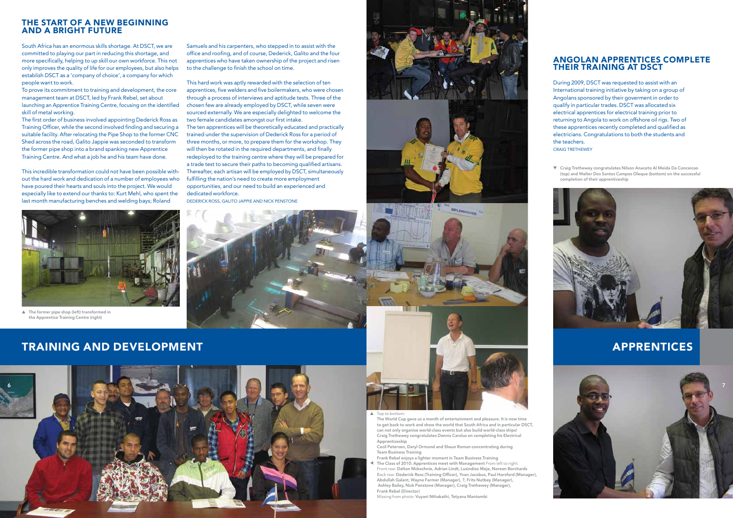## THE START OF A NEW BEGINNING AND A BRIGHT FUTURE

South Africa has an enormous skills shortage. At DSCT, we are committed to playing our part in reducing this shortage, and more specifically, helping to up skill our own workforce. This not only improves the quality of life for our employees, but also helps establish DSCT as a 'company of choice', a company for which people want to work.

To prove its commitment to training and development, the core management team at DSCT, led by Frank Rebel, set about launching an Apprentice Training Centre, focusing on the identified skill of metal working.

The first order of business involved appointing Dederick Ross as Training Officer, while the second involved finding and securing a suitable facility. After relocating the Pipe Shop to the former CNC Shed across the road, Galito Jappie was seconded to transform the former pipe shop into a brand spanking new Apprentice Training Centre. And what a job he and his team have done.

This incredible transformation could not have been possible without the hard work and dedication of a number of employees who have poured their hearts and souls into the project. We would especially like to extend our thanks to: Kurt Mehl, who spent the last month manufacturing benches and welding bays; Roland Samuels and his carpenters, who stepped in to assist with the office and roofing, and of course, Dederick, Galito and the four apprentices who have taken ownership of the project and risen to the challenge to finish the school on time.

This hard work was aptly rewarded with the selection of ten apprentices, five welders and five boilermakers, who were chosen through a process of interviews and aptitude tests. Three of the chosen few are already employed by DSCT, while seven were sourced externally. We are especially delighted to welcome the two female candidates amongst our first intake.

The ten apprentices will be theoretically educated and practically trained under the supervision of Dederick Ross for a period of three months, or more, to prepare them for the workshop. They will then be rotated in the required departments, and finally redeployed to the training centre where they will be prepared for a trade test to secure their paths to becoming qualified artisans. Thereafter, each artisan will be employed by DSCT, simultaneously fulfilling the nation's need to create more employment opportunities, and our need to build an experienced and dedicated workforce.

DEDERICK ROSS, GALITO JAPPIE AND NICK PENSTONE

▲ The former pipe shop (left) transformed in the Apprentice Training Centre (right)

# TRAINING AND DEVELOPMENT

▲ Top to bottom:

The World Cup gave us a month of entertainment and pleasure. It is now time to get back to work and show the world that South Africa and in particular DSCT, can not only organise world-class events but also build world-class ships!

Craig Trethewey congratulates Dennis Carolus on completing his Electrical Apprenticeship

Cecil Petersen, Daryl Ormond and Shaun Roman concentrating during Team Business Training

Frank Rebel enjoys a lighter moment in Team Business Training

◄ The Class of 2010: Apprentices meet with Management From left to right:
Front row: Dalton Mckechnie, Adrian Lindt, Lusindiso Meje, Noreen Borchards
Back row: Dederick Ross (Training Officer), Yvan Jacobus, Paul Horsford (Manager), Abdullah Galant, Wayne Farmer (Manager), ?, Frits Nutbey (Manager), Ashley Bailey, Nick Penstone (Manager), Craig Trethewey (Manager), Frank Rebel (Director)
Missing from photo: Vuyani Nthakathi, Tetyana Mantombi

## ANGOLAN APPRENTICES COMPLETE THEIR TRAINING AT DSCT

During 2009, DSCT was requested to assist with an International training initiative by taking on a group of Angolans sponsored by their goverment in order to qualify in particular trades. DSCT was allocated six electrical apprentices for electrical training prior to returning to Angola to work on offshore oil rigs. Two of these apprentices recently completed and qualified as electricians. Congratulations to both the students and the teachers.

CRAIG TRETHEWEY

▼ Craig Trethewey congratulates Nilson Anaceto Al Meida Da Conceicao (top) and Walter Dos Santos Campos Oleque (bottom) on the successful completion of their apprenticeship

# APPRENTICES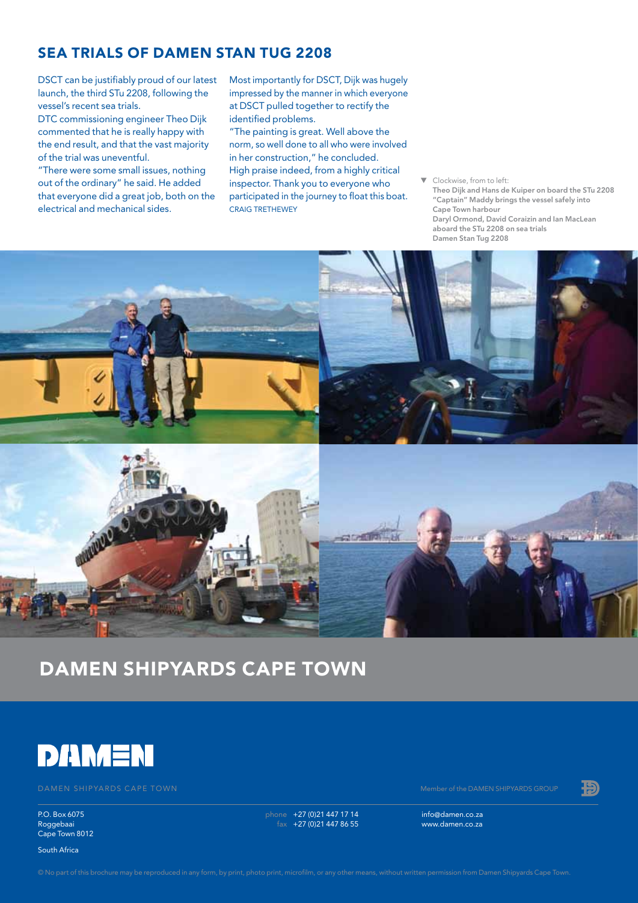## SEA TRIALS OF DAMEN STAN TUG 2208

DSCT can be justifiably proud of our latest launch, the third STu 2208, following the vessel's recent sea trials.

DTC commissioning engineer Theo Dijk commented that he is really happy with the end result, and that the vast majority of the trial was uneventful.

"There were some small issues, nothing out of the ordinary" he said. He added that everyone did a great job, both on the electrical and mechanical sides.

Most importantly for DSCT, Dijk was hugely impressed by the manner in which everyone at DSCT pulled together to rectify the identified problems.

"The painting is great. Well above the norm, so well done to all who were involved in her construction," he concluded.

High praise indeed, from a highly critical inspector. Thank you to everyone who participated in the journey to float this boat.

CRAIG TRETHEWEY

▼ Clockwise, from to left:
**Theo Dijk and Hans de Kuiper on board the STu 2208**
**"Captain" Maddy brings the vessel safely into Cape Town harbour**
**Daryl Ormond, David Coraizin and Ian MacLean aboard the STu 2208 on sea trials**
**Damen Stan Tug 2208**

# DAMEN SHIPYARDS CAPE TOWN

DAMEN

DAMEN SHIPYARDS CAPE TOWN

Member of the DAMEN SHIPYARDS GROUP

P.O. Box 6075
Roggebaai
Cape Town 8012

South Africa

phone +27 (0)21 447 17 14
fax +27 (0)21 447 86 55

info@damen.co.za
www.damen.co.za

© No part of this brochure may be reproduced in any form, by print, photo print, microfilm, or any other means, without written permission from Damen Shipyards Cape Town.